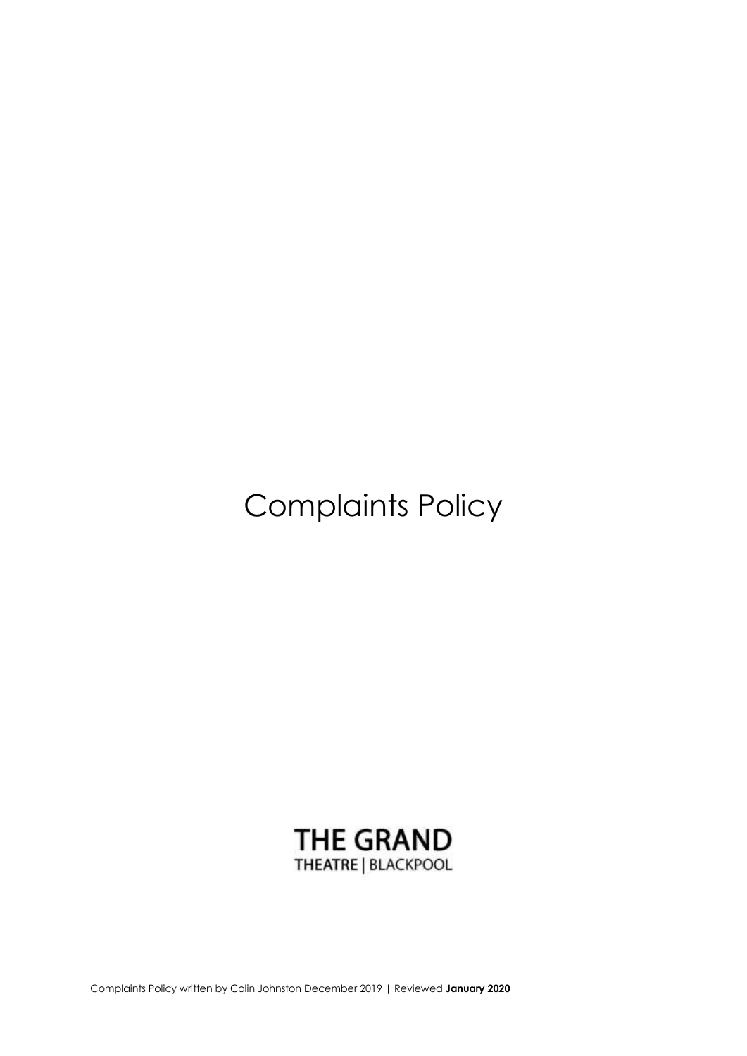# Complaints Policy

**THE GRAND**
THEATRE | BLACKPOOL

Complaints Policy written by Colin Johnston December 2019 | Reviewed **January 2020**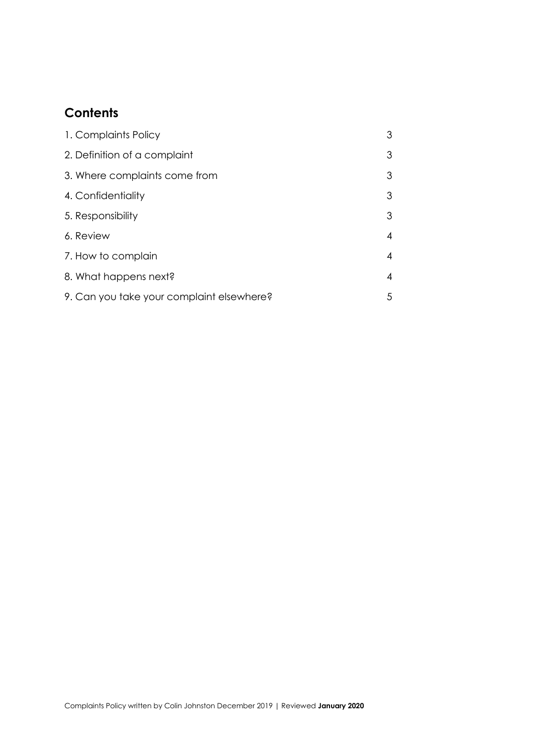## Contents

| | |
|---|---|
| 1. Complaints Policy | 3 |
| 2. Definition of a complaint | 3 |
| 3. Where complaints come from | 3 |
| 4. Confidentiality | 3 |
| 5. Responsibility | 3 |
| 6. Review | 4 |
| 7. How to complain | 4 |
| 8. What happens next? | 4 |
| 9. Can you take your complaint elsewhere? | 5 |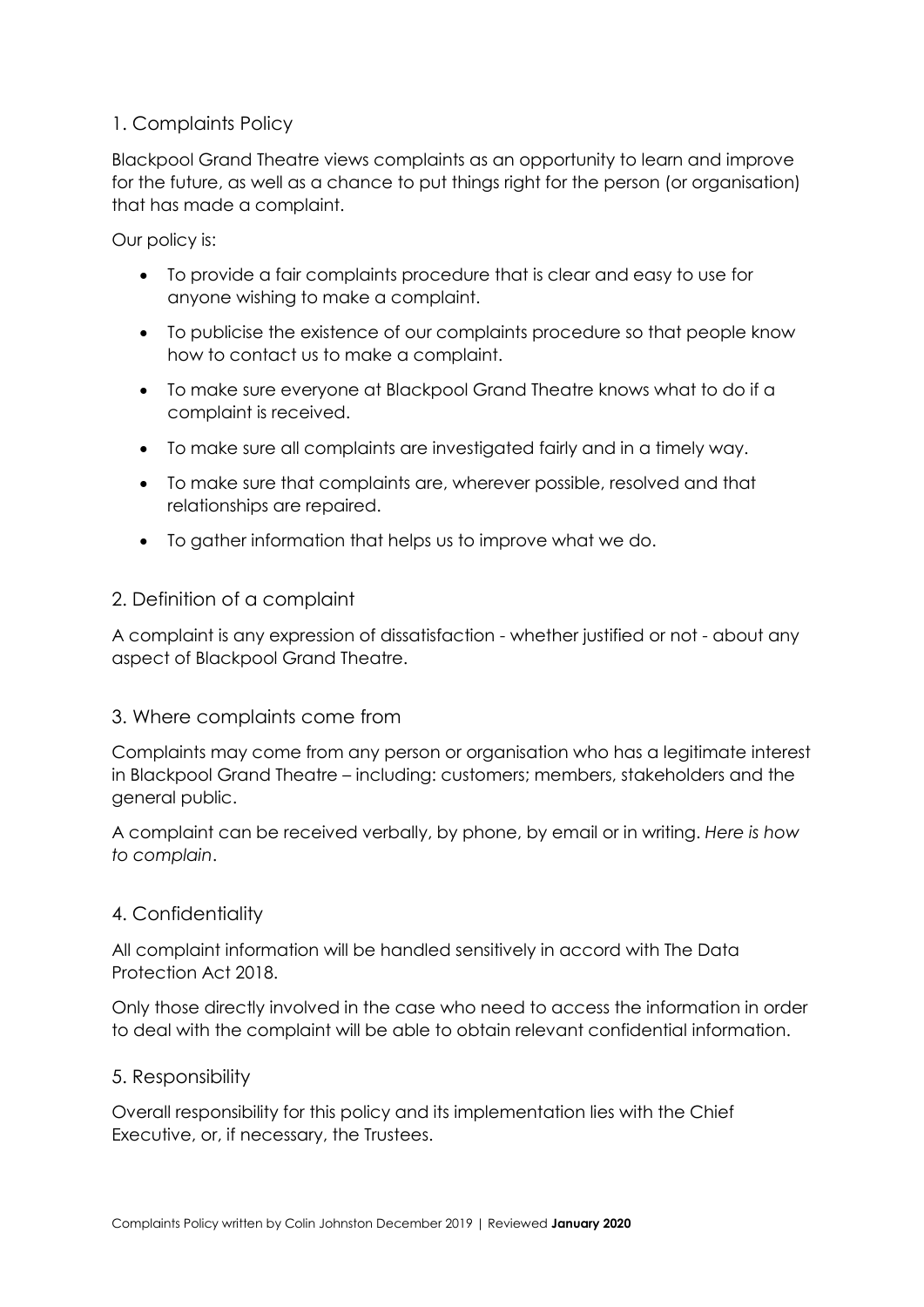## 1. Complaints Policy

Blackpool Grand Theatre views complaints as an opportunity to learn and improve for the future, as well as a chance to put things right for the person (or organisation) that has made a complaint.

Our policy is:

- To provide a fair complaints procedure that is clear and easy to use for anyone wishing to make a complaint.
- To publicise the existence of our complaints procedure so that people know how to contact us to make a complaint.
- To make sure everyone at Blackpool Grand Theatre knows what to do if a complaint is received.
- To make sure all complaints are investigated fairly and in a timely way.
- To make sure that complaints are, wherever possible, resolved and that relationships are repaired.
- To gather information that helps us to improve what we do.

## 2. Definition of a complaint

A complaint is any expression of dissatisfaction - whether justified or not - about any aspect of Blackpool Grand Theatre.

## 3. Where complaints come from

Complaints may come from any person or organisation who has a legitimate interest in Blackpool Grand Theatre – including: customers; members, stakeholders and the general public.

A complaint can be received verbally, by phone, by email or in writing. *Here is how to complain*.

## 4. Confidentiality

All complaint information will be handled sensitively in accord with The Data Protection Act 2018.

Only those directly involved in the case who need to access the information in order to deal with the complaint will be able to obtain relevant confidential information.

## 5. Responsibility

Overall responsibility for this policy and its implementation lies with the Chief Executive, or, if necessary, the Trustees.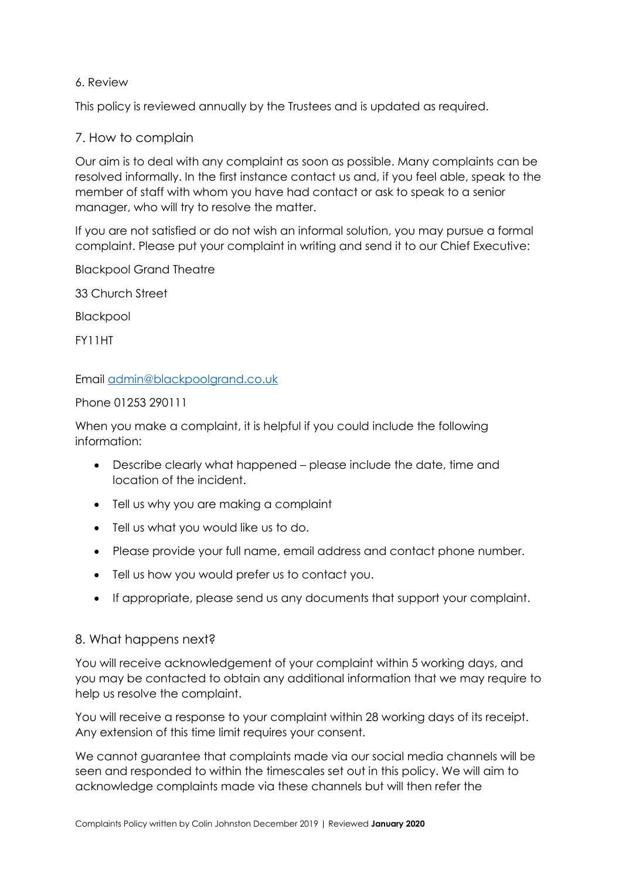## 6. Review

This policy is reviewed annually by the Trustees and is updated as required.

## 7. How to complain

Our aim is to deal with any complaint as soon as possible. Many complaints can be resolved informally. In the first instance contact us and, if you feel able, speak to the member of staff with whom you have had contact or ask to speak to a senior manager, who will try to resolve the matter.

If you are not satisfied or do not wish an informal solution, you may pursue a formal complaint. Please put your complaint in writing and send it to our Chief Executive:

Blackpool Grand Theatre

33 Church Street

Blackpool

FY11HT

Email admin@blackpoolgrand.co.uk

Phone 01253 290111

When you make a complaint, it is helpful if you could include the following information:

- Describe clearly what happened – please include the date, time and location of the incident.
- Tell us why you are making a complaint
- Tell us what you would like us to do.
- Please provide your full name, email address and contact phone number.
- Tell us how you would prefer us to contact you.
- If appropriate, please send us any documents that support your complaint.

## 8. What happens next?

You will receive acknowledgement of your complaint within 5 working days, and you may be contacted to obtain any additional information that we may require to help us resolve the complaint.

You will receive a response to your complaint within 28 working days of its receipt. Any extension of this time limit requires your consent.

We cannot guarantee that complaints made via our social media channels will be seen and responded to within the timescales set out in this policy. We will aim to acknowledge complaints made via these channels but will then refer the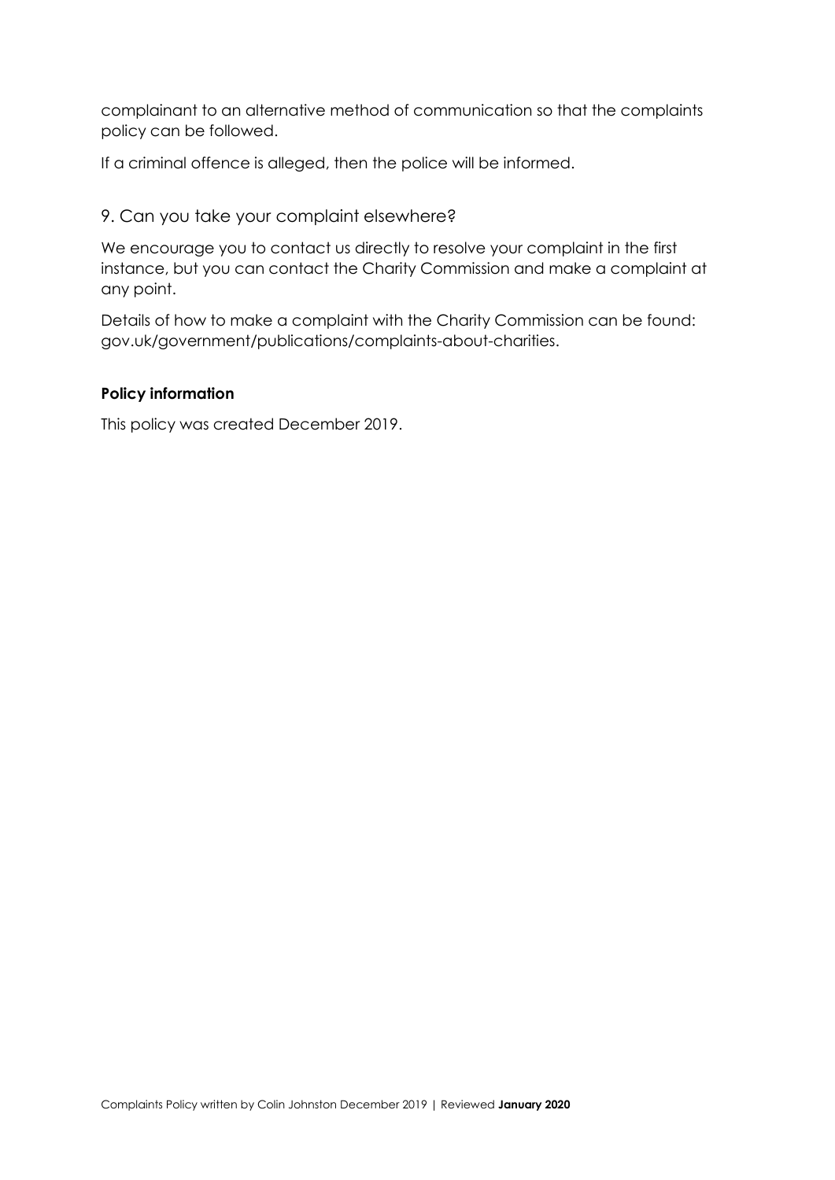complainant to an alternative method of communication so that the complaints policy can be followed.

If a criminal offence is alleged, then the police will be informed.

## 9. Can you take your complaint elsewhere?

We encourage you to contact us directly to resolve your complaint in the first instance, but you can contact the Charity Commission and make a complaint at any point.

Details of how to make a complaint with the Charity Commission can be found: gov.uk/government/publications/complaints-about-charities.

**Policy information**

This policy was created December 2019.